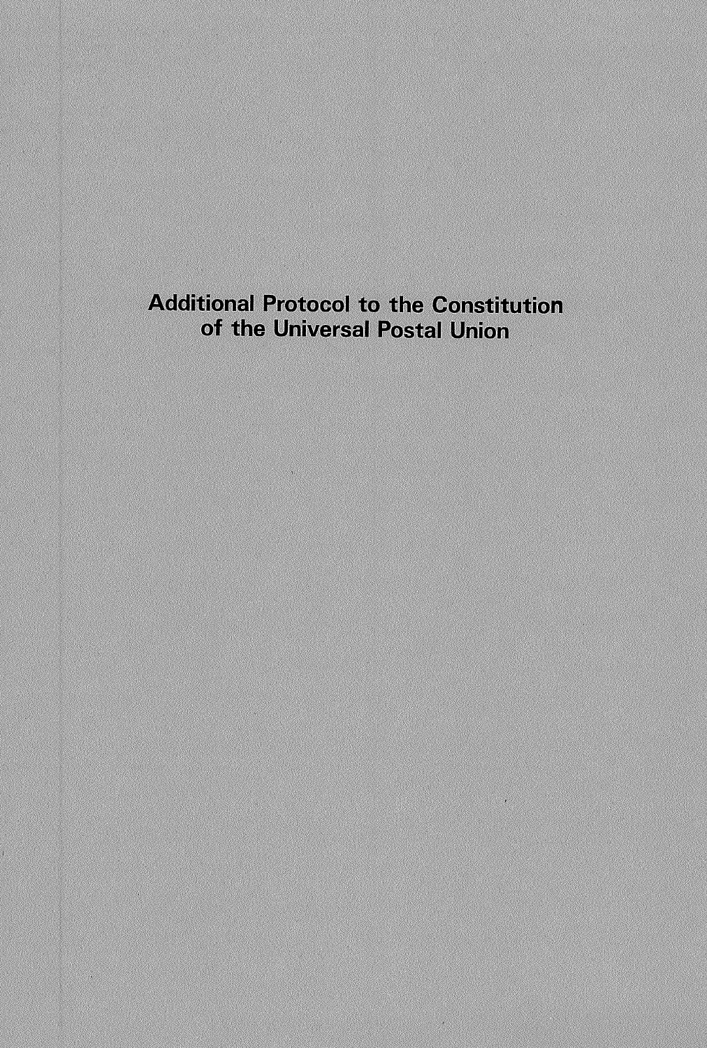# Additional Protocol to the Constitution of the Universal Postal Union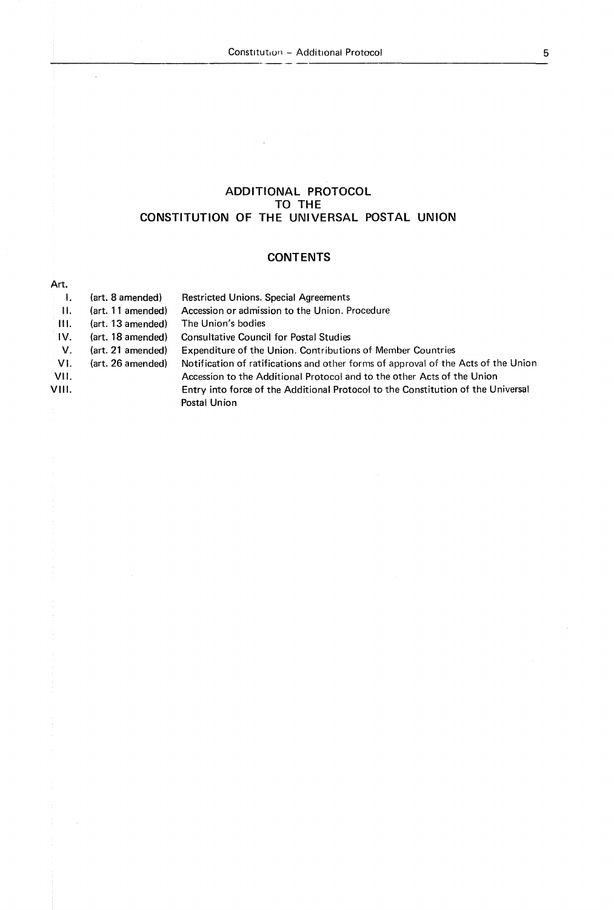# ADDITIONAL PROTOCOL TO THE CONSTITUTION OF THE UNIVERSAL POSTAL UNION

## CONTENTS

| Art. | | |
|---|---|---|
| I. | (art. 8 amended) | Restricted Unions. Special Agreements |
| II. | (art. 11 amended) | Accession or admission to the Union. Procedure |
| III. | (art. 13 amended) | The Union's bodies |
| IV. | (art. 18 amended) | Consultative Council for Postal Studies |
| V. | (art. 21 amended) | Expenditure of the Union. Contributions of Member Countries |
| VI. | (art. 26 amended) | Notification of ratifications and other forms of approval of the Acts of the Union |
| VII. | | Accession to the Additional Protocol and to the other Acts of the Union |
| VIII. | | Entry into force of the Additional Protocol to the Constitution of the Universal Postal Union |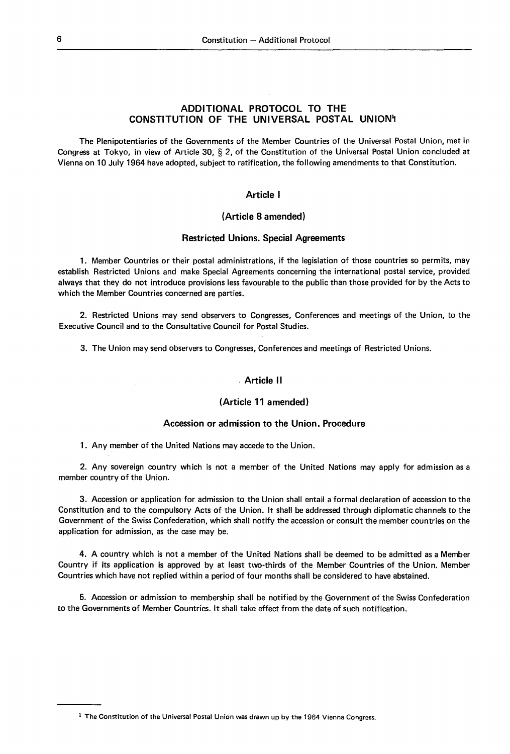# ADDITIONAL PROTOCOL TO THE CONSTITUTION OF THE UNIVERSAL POSTAL UNION[1]

The Plenipotentiaries of the Governments of the Member Countries of the Universal Postal Union, met in Congress at Tokyo, in view of Article 30, § 2, of the Constitution of the Universal Postal Union concluded at Vienna on 10 July 1964 have adopted, subject to ratification, the following amendments to that Constitution.

## Article I

### (Article 8 amended)

### Restricted Unions. Special Agreements

1. Member Countries or their postal administrations, if the legislation of those countries so permits, may establish Restricted Unions and make Special Agreements concerning the international postal service, provided always that they do not introduce provisions less favourable to the public than those provided for by the Acts to which the Member Countries concerned are parties.

2. Restricted Unions may send observers to Congresses, Conferences and meetings of the Union, to the Executive Council and to the Consultative Council for Postal Studies.

3. The Union may send observers to Congresses, Conferences and meetings of Restricted Unions.

## Article II

### (Article 11 amended)

### Accession or admission to the Union. Procedure

1. Any member of the United Nations may accede to the Union.

2. Any sovereign country which is not a member of the United Nations may apply for admission as a member country of the Union.

3. Accession or application for admission to the Union shall entail a formal declaration of accession to the Constitution and to the compulsory Acts of the Union. It shall be addressed through diplomatic channels to the Government of the Swiss Confederation, which shall notify the accession or consult the member countries on the application for admission, as the case may be.

4. A country which is not a member of the United Nations shall be deemed to be admitted as a Member Country if its application is approved by at least two-thirds of the Member Countries of the Union. Member Countries which have not replied within a period of four months shall be considered to have abstained.

5. Accession or admission to membership shall be notified by the Government of the Swiss Confederation to the Governments of Member Countries. It shall take effect from the date of such notification.

---

[1] The Constitution of the Universal Postal Union was drawn up by the 1964 Vienna Congress.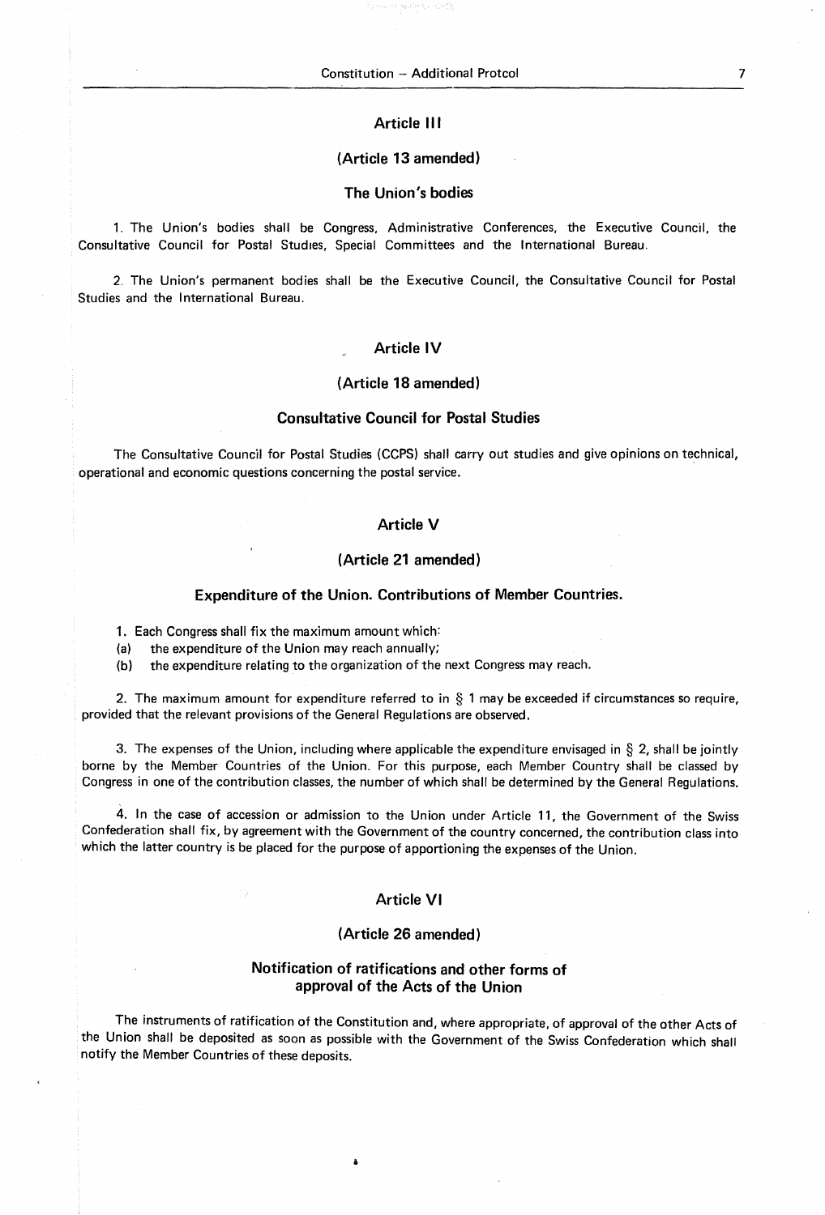## Article III

### (Article 13 amended)

### The Union's bodies

1. The Union's bodies shall be Congress, Administrative Conferences, the Executive Council, the Consultative Council for Postal Studies, Special Committees and the International Bureau.

2. The Union's permanent bodies shall be the Executive Council, the Consultative Council for Postal Studies and the International Bureau.

## Article IV

### (Article 18 amended)

### Consultative Council for Postal Studies

The Consultative Council for Postal Studies (CCPS) shall carry out studies and give opinions on technical, operational and economic questions concerning the postal service.

## Article V

### (Article 21 amended)

### Expenditure of the Union. Contributions of Member Countries.

1. Each Congress shall fix the maximum amount which:
(a) the expenditure of the Union may reach annually;
(b) the expenditure relating to the organization of the next Congress may reach.

2. The maximum amount for expenditure referred to in § 1 may be exceeded if circumstances so require, provided that the relevant provisions of the General Regulations are observed.

3. The expenses of the Union, including where applicable the expenditure envisaged in § 2, shall be jointly borne by the Member Countries of the Union. For this purpose, each Member Country shall be classed by Congress in one of the contribution classes, the number of which shall be determined by the General Regulations.

4. In the case of accession or admission to the Union under Article 11, the Government of the Swiss Confederation shall fix, by agreement with the Government of the country concerned, the contribution class into which the latter country is be placed for the purpose of apportioning the expenses of the Union.

## Article VI

### (Article 26 amended)

### Notification of ratifications and other forms of approval of the Acts of the Union

The instruments of ratification of the Constitution and, where appropriate, of approval of the other Acts of the Union shall be deposited as soon as possible with the Government of the Swiss Confederation which shall notify the Member Countries of these deposits.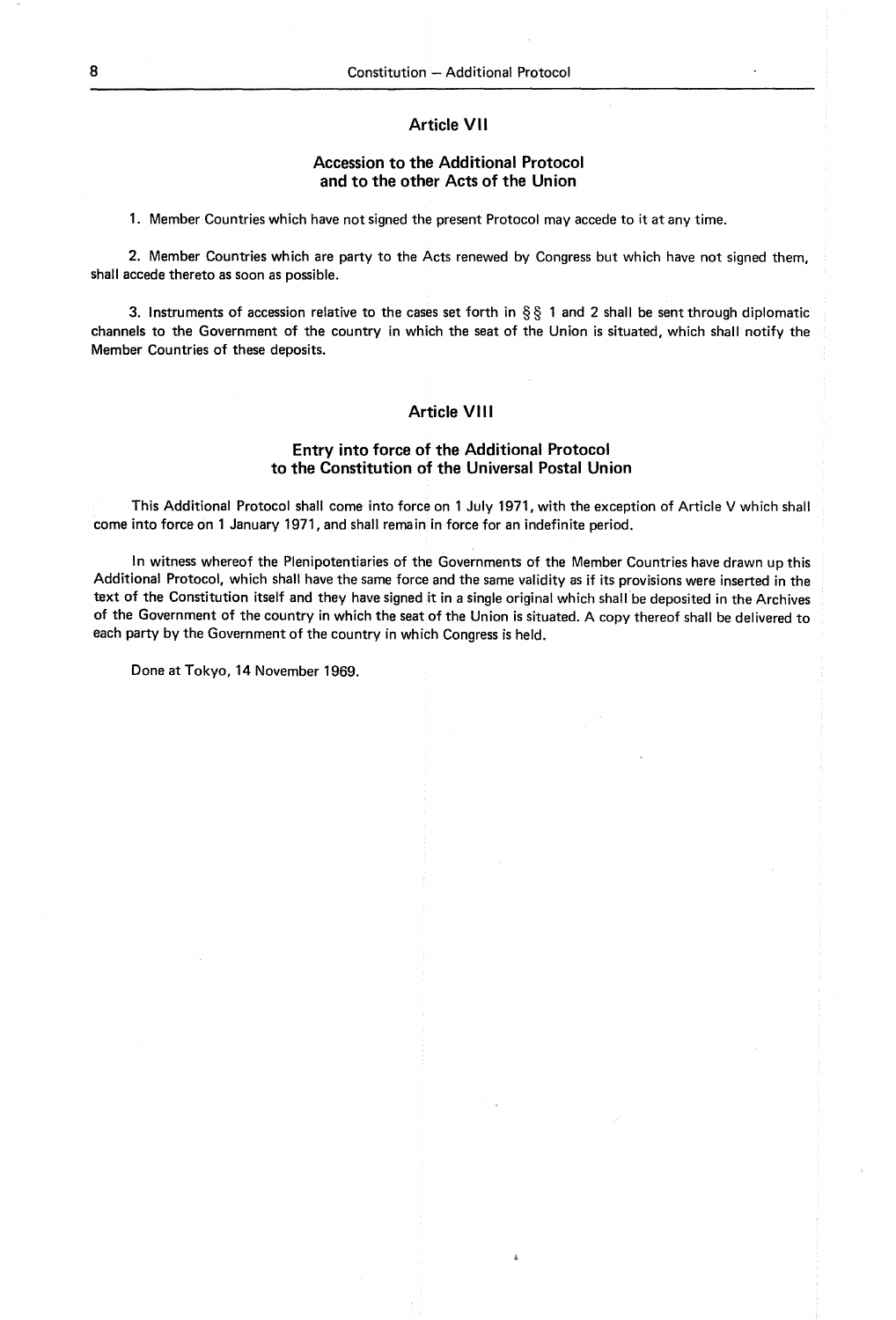## Article VII

### Accession to the Additional Protocol and to the other Acts of the Union

1. Member Countries which have not signed the present Protocol may accede to it at any time.

2. Member Countries which are party to the Acts renewed by Congress but which have not signed them, shall accede thereto as soon as possible.

3. Instruments of accession relative to the cases set forth in §§ 1 and 2 shall be sent through diplomatic channels to the Government of the country in which the seat of the Union is situated, which shall notify the Member Countries of these deposits.

## Article VIII

### Entry into force of the Additional Protocol to the Constitution of the Universal Postal Union

This Additional Protocol shall come into force on 1 July 1971, with the exception of Article V which shall come into force on 1 January 1971, and shall remain in force for an indefinite period.

In witness whereof the Plenipotentiaries of the Governments of the Member Countries have drawn up this Additional Protocol, which shall have the same force and the same validity as if its provisions were inserted in the text of the Constitution itself and they have signed it in a single original which shall be deposited in the Archives of the Government of the country in which the seat of the Union is situated. A copy thereof shall be delivered to each party by the Government of the country in which Congress is held.

Done at Tokyo, 14 November 1969.